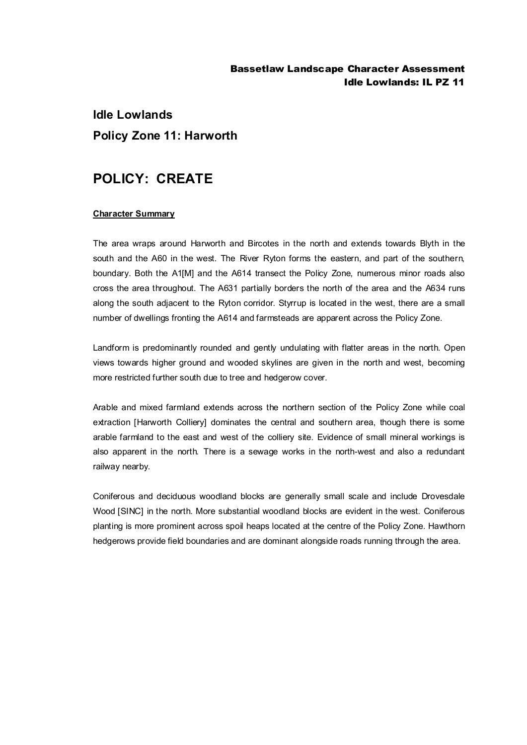## Idle Lowlands

## Policy Zone 11: Harworth

# POLICY: CREATE

**Character Summary**

The area wraps around Harworth and Bircotes in the north and extends towards Blyth in the south and the A60 in the west. The River Ryton forms the eastern, and part of the southern, boundary. Both the A1[M] and the A614 transect the Policy Zone, numerous minor roads also cross the area throughout. The A631 partially borders the north of the area and the A634 runs along the south adjacent to the Ryton corridor. Styrrup is located in the west, there are a small number of dwellings fronting the A614 and farmsteads are apparent across the Policy Zone.

Landform is predominantly rounded and gently undulating with flatter areas in the north. Open views towards higher ground and wooded skylines are given in the north and west, becoming more restricted further south due to tree and hedgerow cover.

Arable and mixed farmland extends across the northern section of the Policy Zone while coal extraction [Harworth Colliery] dominates the central and southern area, though there is some arable farmland to the east and west of the colliery site. Evidence of small mineral workings is also apparent in the north. There is a sewage works in the north-west and also a redundant railway nearby.

Coniferous and deciduous woodland blocks are generally small scale and include Drovesdale Wood [SINC] in the north. More substantial woodland blocks are evident in the west. Coniferous planting is more prominent across spoil heaps located at the centre of the Policy Zone. Hawthorn hedgerows provide field boundaries and are dominant alongside roads running through the area.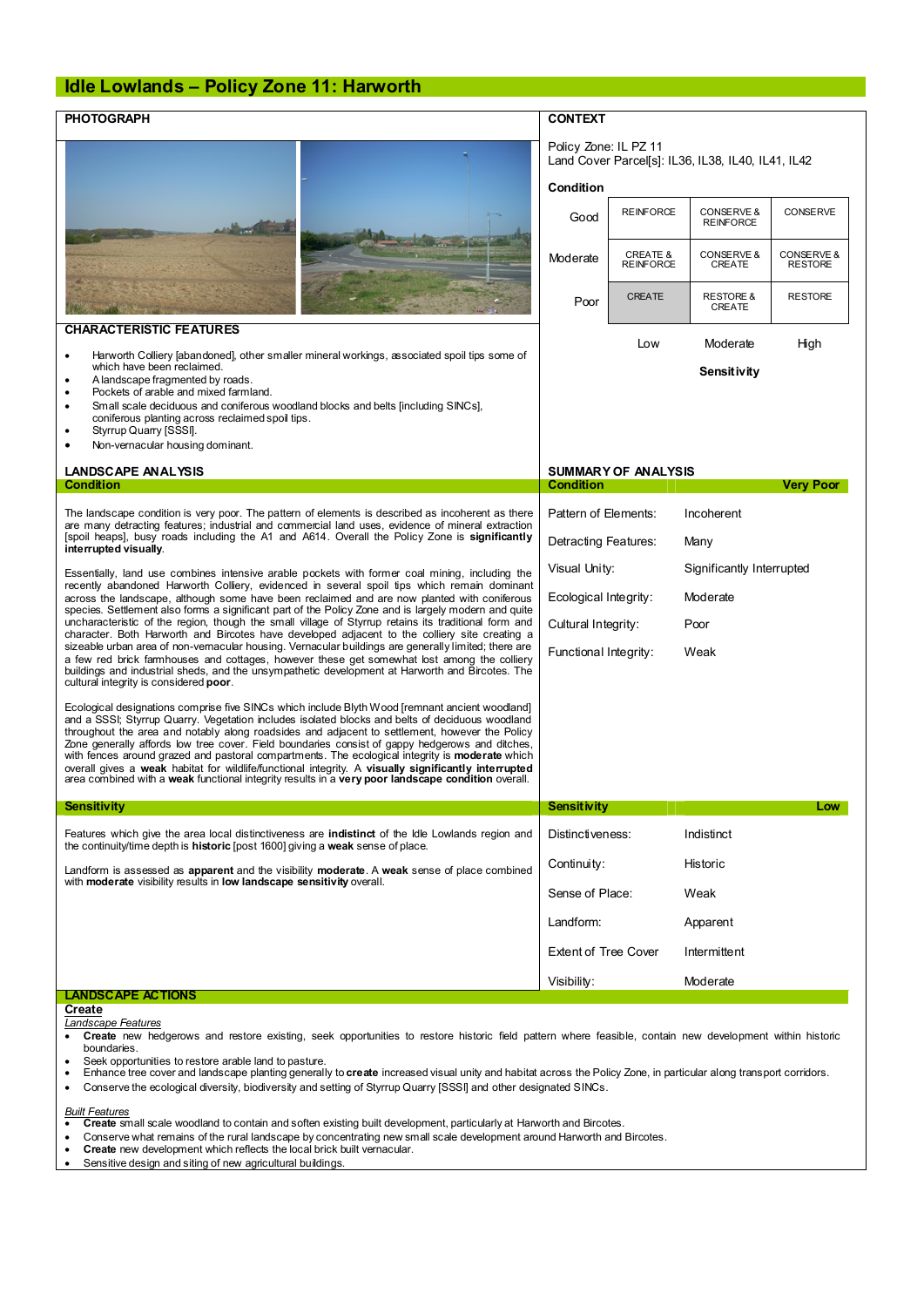# Idle Lowlands – Policy Zone 11: Harworth

## PHOTOGRAPH

## CONTEXT

Policy Zone: IL PZ 11
Land Cover Parcel[s]: IL36, IL38, IL40, IL41, IL42

**Condition**

| | | | |
|---|---|---|---|
| Good | REINFORCE | CONSERVE & REINFORCE | CONSERVE |
| Moderate | CREATE & REINFORCE | CONSERVE & CREATE | CONSERVE & RESTORE |
| Poor | CREATE | RESTORE & CREATE | RESTORE |
| | Low | Moderate | High |

**Sensitivity**

## CHARACTERISTIC FEATURES

- Harworth Colliery [abandoned], other smaller mineral workings, associated spoil tips some of which have been reclaimed.
- A landscape fragmented by roads.
- Pockets of arable and mixed farmland.
- Small scale deciduous and coniferous woodland blocks and belts [including SINCs], coniferous planting across reclaimed spoil tips.
- Styrrup Quarry [SSSI].
- Non-vernacular housing dominant.

## LANDSCAPE ANALYSIS

### Condition

The landscape condition is very poor. The pattern of elements is described as incoherent as there are many detracting features; industrial and commercial land uses, evidence of mineral extraction [spoil heaps], busy roads including the A1 and A614. Overall the Policy Zone is **significantly interrupted visually**.

Essentially, land use combines intensive arable pockets with former coal mining, including the recently abandoned Harworth Colliery, evidenced in several spoil tips which remain dominant across the landscape, although some have been reclaimed and are now planted with coniferous species. Settlement also forms a significant part of the Policy Zone and is largely modern and quite uncharacteristic of the region, though the small village of Styrrup retains its traditional form and character. Both Harworth and Bircotes have developed adjacent to the colliery site creating a sizeable urban area of non-vernacular housing. Vernacular buildings are generally limited; there are a few red brick farmhouses and cottages, however these get somewhat lost among the colliery buildings and industrial sheds, and the unsympathetic development at Harworth and Bircotes. The cultural integrity is considered **poor**.

Ecological designations comprise five SINCs which include Blyth Wood [remnant ancient woodland] and a SSSI; Styrrup Quarry. Vegetation includes isolated blocks and belts of deciduous woodland throughout the area and notably along roadsides and adjacent to settlement, however the Policy Zone generally affords low tree cover. Field boundaries consist of gappy hedgerows and ditches, with fences around grazed and pastoral compartments. The ecological integrity is **moderate** which overall gives a **weak** habitat for wildlife/functional integrity. A **visually significantly interrupted** area combined with a **weak** functional integrity results in a **very poor landscape condition** overall.

## SUMMARY OF ANALYSIS

| Condition | Very Poor |
|---|---|
| Pattern of Elements: | Incoherent |
| Detracting Features: | Many |
| Visual Unity: | Significantly Interrupted |
| Ecological Integrity: | Moderate |
| Cultural Integrity: | Poor |
| Functional Integrity: | Weak |

### Sensitivity

Features which give the area local distinctiveness are **indistinct** of the Idle Lowlands region and the continuity/time depth is **historic** [post 1600] giving a **weak** sense of place.

Landform is assessed as **apparent** and the visibility **moderate**. A **weak** sense of place combined with **moderate** visibility results in **low landscape sensitivity** overall.

| Sensitivity | Low |
|---|---|
| Distinctiveness: | Indistinct |
| Continuity: | Historic |
| Sense of Place: | Weak |
| Landform: | Apparent |
| Extent of Tree Cover | Intermittent |
| Visibility: | Moderate |

## LANDSCAPE ACTIONS

**Create**

*Landscape Features*

- **Create** new hedgerows and restore existing, seek opportunities to restore historic field pattern where feasible, contain new development within historic boundaries.
- Seek opportunities to restore arable land to pasture.
- Enhance tree cover and landscape planting generally to **create** increased visual unity and habitat across the Policy Zone, in particular along transport corridors.
- Conserve the ecological diversity, biodiversity and setting of Styrrup Quarry [SSSI] and other designated SINCs.

*Built Features*

- **Create** small scale woodland to contain and soften existing built development, particularly at Harworth and Bircotes.
- Conserve what remains of the rural landscape by concentrating new small scale development around Harworth and Bircotes.
- **Create** new development which reflects the local brick built vernacular.
- Sensitive design and siting of new agricultural buildings.